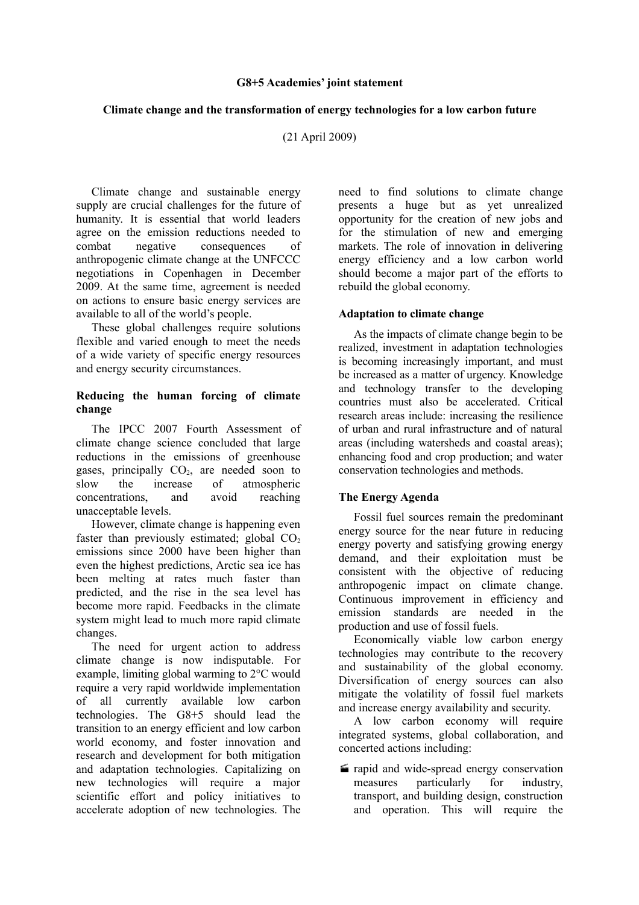**G8+5 Academies' joint statement**

**Climate change and the transformation of energy technologies for a low carbon future**

(21 April 2009)

Climate change and sustainable energy supply are crucial challenges for the future of humanity. It is essential that world leaders agree on the emission reductions needed to combat negative consequences of anthropogenic climate change at the UNFCCC negotiations in Copenhagen in December 2009. At the same time, agreement is needed on actions to ensure basic energy services are available to all of the world's people.

These global challenges require solutions flexible and varied enough to meet the needs of a wide variety of specific energy resources and energy security circumstances.

## Reducing the human forcing of climate change

The IPCC 2007 Fourth Assessment of climate change science concluded that large reductions in the emissions of greenhouse gases, principally $CO_2$, are needed soon to slow the increase of atmospheric concentrations, and avoid reaching unacceptable levels.

However, climate change is happening even faster than previously estimated; global $CO_2$ emissions since 2000 have been higher than even the highest predictions, Arctic sea ice has been melting at rates much faster than predicted, and the rise in the sea level has become more rapid. Feedbacks in the climate system might lead to much more rapid climate changes.

The need for urgent action to address climate change is now indisputable. For example, limiting global warming to 2°C would require a very rapid worldwide implementation of all currently available low carbon technologies. The G8+5 should lead the transition to an energy efficient and low carbon world economy, and foster innovation and research and development for both mitigation and adaptation technologies. Capitalizing on new technologies will require a major scientific effort and policy initiatives to accelerate adoption of new technologies. The need to find solutions to climate change presents a huge but as yet unrealized opportunity for the creation of new jobs and for the stimulation of new and emerging markets. The role of innovation in delivering energy efficiency and a low carbon world should become a major part of the efforts to rebuild the global economy.

## Adaptation to climate change

As the impacts of climate change begin to be realized, investment in adaptation technologies is becoming increasingly important, and must be increased as a matter of urgency. Knowledge and technology transfer to the developing countries must also be accelerated. Critical research areas include: increasing the resilience of urban and rural infrastructure and of natural areas (including watersheds and coastal areas); enhancing food and crop production; and water conservation technologies and methods.

## The Energy Agenda

Fossil fuel sources remain the predominant energy source for the near future in reducing energy poverty and satisfying growing energy demand, and their exploitation must be consistent with the objective of reducing anthropogenic impact on climate change. Continuous improvement in efficiency and emission standards are needed in the production and use of fossil fuels.

Economically viable low carbon energy technologies may contribute to the recovery and sustainability of the global economy. Diversification of energy sources can also mitigate the volatility of fossil fuel markets and increase energy availability and security.

A low carbon economy will require integrated systems, global collaboration, and concerted actions including:

- rapid and wide-spread energy conservation measures particularly for industry, transport, and building design, construction and operation. This will require the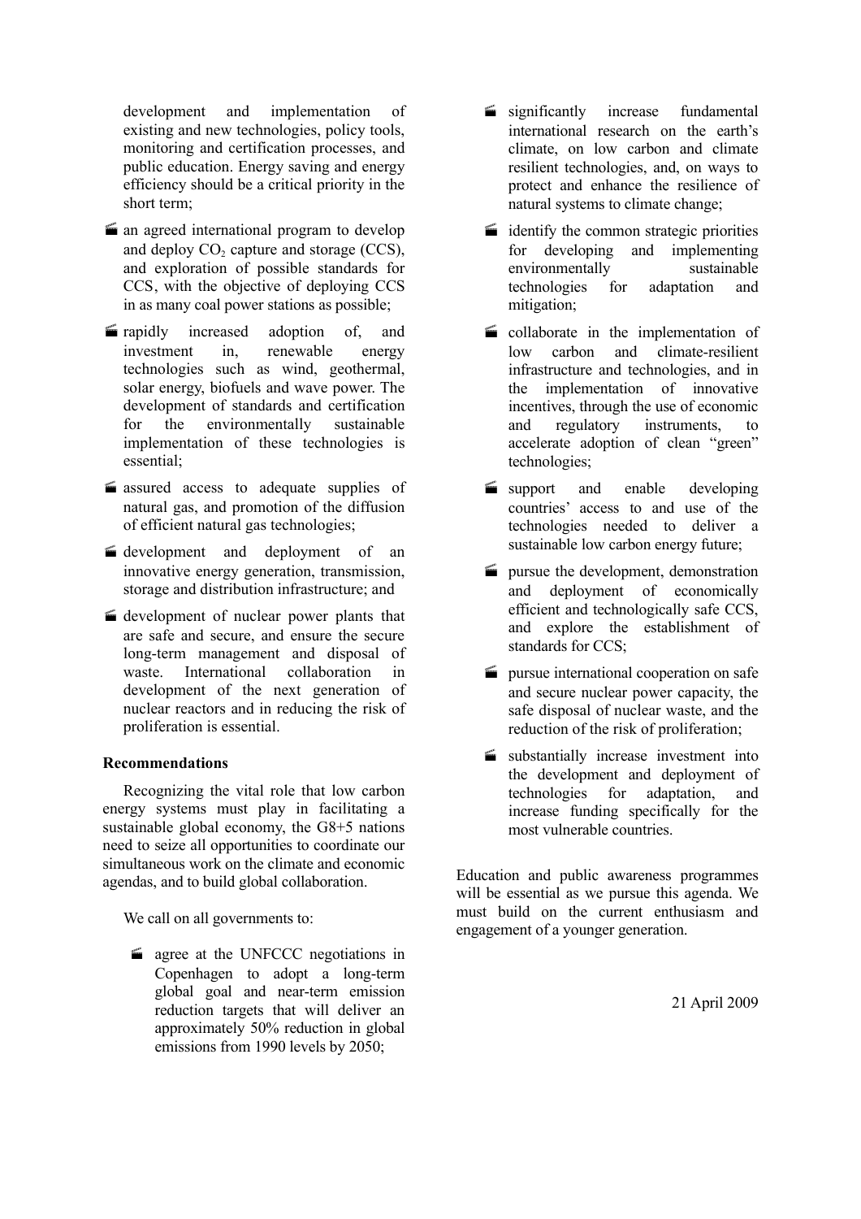development and implementation of existing and new technologies, policy tools, monitoring and certification processes, and public education. Energy saving and energy efficiency should be a critical priority in the short term;

- an agreed international program to develop and deploy $CO_2$ capture and storage (CCS), and exploration of possible standards for CCS, with the objective of deploying CCS in as many coal power stations as possible;
- rapidly increased adoption of, and investment in, renewable energy technologies such as wind, geothermal, solar energy, biofuels and wave power. The development of standards and certification for the environmentally sustainable implementation of these technologies is essential;
- assured access to adequate supplies of natural gas, and promotion of the diffusion of efficient natural gas technologies;
- development and deployment of an innovative energy generation, transmission, storage and distribution infrastructure; and
- development of nuclear power plants that are safe and secure, and ensure the secure long-term management and disposal of waste. International collaboration in development of the next generation of nuclear reactors and in reducing the risk of proliferation is essential.

**Recommendations**

Recognizing the vital role that low carbon energy systems must play in facilitating a sustainable global economy, the G8+5 nations need to seize all opportunities to coordinate our simultaneous work on the climate and economic agendas, and to build global collaboration.

We call on all governments to:

- agree at the UNFCCC negotiations in Copenhagen to adopt a long-term global goal and near-term emission reduction targets that will deliver an approximately 50% reduction in global emissions from 1990 levels by 2050;
- significantly increase fundamental international research on the earth's climate, on low carbon and climate resilient technologies, and, on ways to protect and enhance the resilience of natural systems to climate change;
- identify the common strategic priorities for developing and implementing environmentally sustainable technologies for adaptation and mitigation;
- collaborate in the implementation of low carbon and climate-resilient infrastructure and technologies, and in the implementation of innovative incentives, through the use of economic and regulatory instruments, to accelerate adoption of clean "green" technologies;
- support and enable developing countries' access to and use of the technologies needed to deliver a sustainable low carbon energy future;
- pursue the development, demonstration and deployment of economically efficient and technologically safe CCS, and explore the establishment of standards for CCS;
- pursue international cooperation on safe and secure nuclear power capacity, the safe disposal of nuclear waste, and the reduction of the risk of proliferation;
- substantially increase investment into the development and deployment of technologies for adaptation, and increase funding specifically for the most vulnerable countries.

Education and public awareness programmes will be essential as we pursue this agenda. We must build on the current enthusiasm and engagement of a younger generation.

21 April 2009